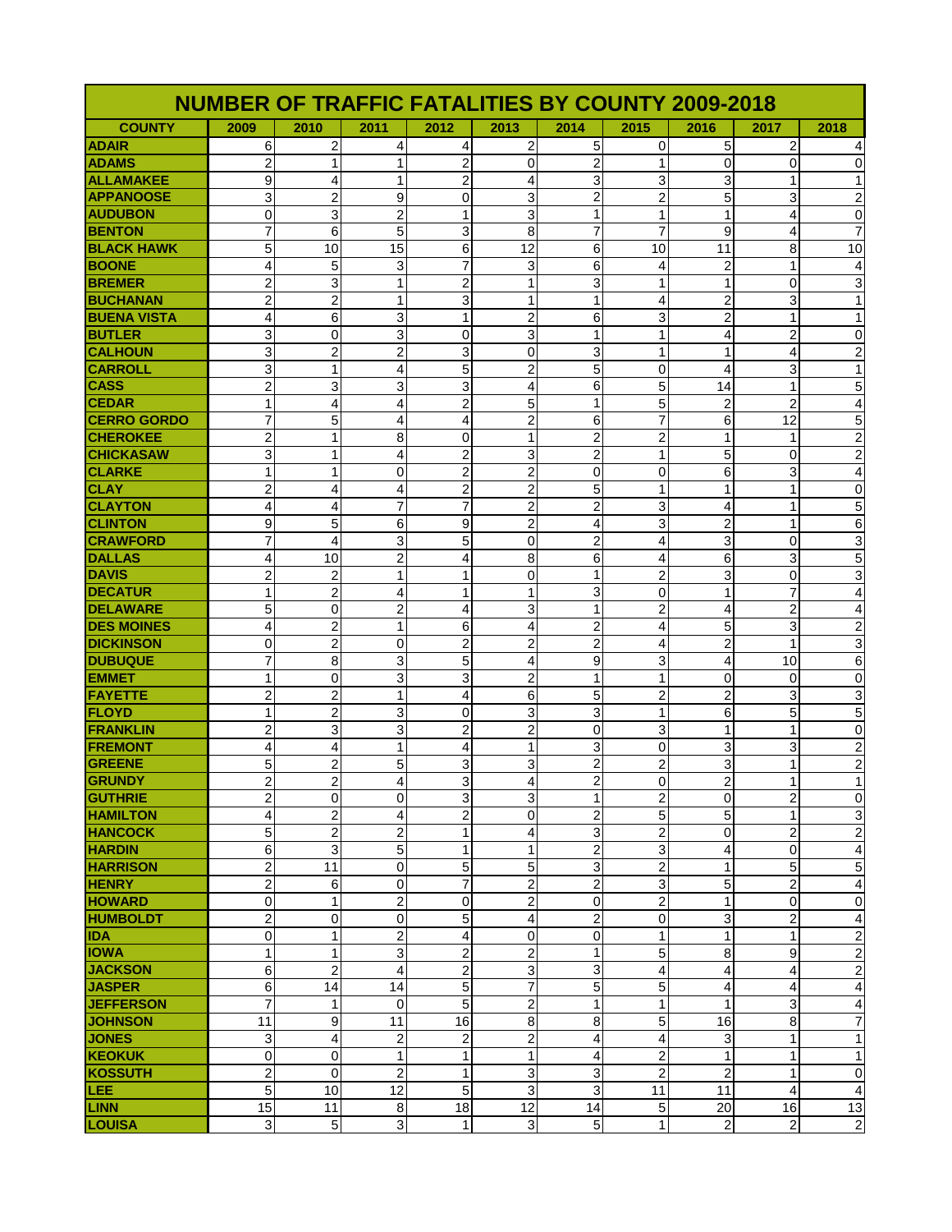| NUMBER OF TRAFFIC FATALITIES BY COUNTY 2009-2018 | | | | | | | | | | |
|---|---|---|---|---|---|---|---|---|---|---|
| **COUNTY** | **2009** | **2010** | **2011** | **2012** | **2013** | **2014** | **2015** | **2016** | **2017** | **2018** |
| **ADAIR** | 6 | 2 | 4 | 4 | 2 | 5 | 0 | 5 | 2 | 4 |
| **ADAMS** | 2 | 1 | 1 | 2 | 0 | 2 | 1 | 0 | 0 | 0 |
| **ALLAMAKEE** | 9 | 4 | 1 | 2 | 4 | 3 | 3 | 3 | 1 | 1 |
| **APPANOOSE** | 3 | 2 | 9 | 0 | 3 | 2 | 2 | 5 | 3 | 2 |
| **AUDUBON** | 0 | 3 | 2 | 1 | 3 | 1 | 1 | 1 | 4 | 0 |
| **BENTON** | 7 | 6 | 5 | 3 | 8 | 7 | 7 | 9 | 4 | 7 |
| **BLACK HAWK** | 5 | 10 | 15 | 6 | 12 | 6 | 10 | 11 | 8 | 10 |
| **BOONE** | 4 | 5 | 3 | 7 | 3 | 6 | 4 | 2 | 1 | 4 |
| **BREMER** | 2 | 3 | 1 | 2 | 1 | 3 | 1 | 1 | 0 | 3 |
| **BUCHANAN** | 2 | 2 | 1 | 3 | 1 | 1 | 4 | 2 | 3 | 1 |
| **BUENA VISTA** | 4 | 6 | 3 | 1 | 2 | 6 | 3 | 2 | 1 | 1 |
| **BUTLER** | 3 | 0 | 3 | 0 | 3 | 1 | 1 | 4 | 2 | 0 |
| **CALHOUN** | 3 | 2 | 2 | 3 | 0 | 3 | 1 | 1 | 4 | 2 |
| **CARROLL** | 3 | 1 | 4 | 5 | 2 | 5 | 0 | 4 | 3 | 1 |
| **CASS** | 2 | 3 | 3 | 3 | 4 | 6 | 5 | 14 | 1 | 5 |
| **CEDAR** | 1 | 4 | 4 | 2 | 5 | 1 | 5 | 2 | 2 | 4 |
| **CERRO GORDO** | 7 | 5 | 4 | 4 | 2 | 6 | 7 | 6 | 12 | 5 |
| **CHEROKEE** | 2 | 1 | 8 | 0 | 1 | 2 | 2 | 1 | 1 | 2 |
| **CHICKASAW** | 3 | 1 | 4 | 2 | 3 | 2 | 1 | 5 | 0 | 2 |
| **CLARKE** | 1 | 1 | 0 | 2 | 2 | 0 | 0 | 6 | 3 | 4 |
| **CLAY** | 2 | 4 | 4 | 2 | 2 | 5 | 1 | 1 | 1 | 0 |
| **CLAYTON** | 4 | 4 | 7 | 7 | 2 | 2 | 3 | 4 | 1 | 5 |
| **CLINTON** | 9 | 5 | 6 | 9 | 2 | 4 | 3 | 2 | 1 | 6 |
| **CRAWFORD** | 7 | 4 | 3 | 5 | 0 | 2 | 4 | 3 | 0 | 3 |
| **DALLAS** | 4 | 10 | 2 | 4 | 8 | 6 | 4 | 6 | 3 | 5 |
| **DAVIS** | 2 | 2 | 1 | 1 | 0 | 1 | 2 | 3 | 0 | 3 |
| **DECATUR** | 1 | 2 | 4 | 1 | 1 | 3 | 0 | 1 | 7 | 4 |
| **DELAWARE** | 5 | 0 | 2 | 4 | 3 | 1 | 2 | 4 | 2 | 4 |
| **DES MOINES** | 4 | 2 | 1 | 6 | 4 | 2 | 4 | 5 | 3 | 2 |
| **DICKINSON** | 0 | 2 | 0 | 2 | 2 | 2 | 4 | 2 | 1 | 3 |
| **DUBUQUE** | 7 | 8 | 3 | 5 | 4 | 9 | 3 | 4 | 10 | 6 |
| **EMMET** | 1 | 0 | 3 | 3 | 2 | 1 | 1 | 0 | 0 | 0 |
| **FAYETTE** | 2 | 2 | 1 | 4 | 6 | 5 | 2 | 2 | 3 | 3 |
| **FLOYD** | 1 | 2 | 3 | 0 | 3 | 3 | 1 | 6 | 5 | 5 |
| **FRANKLIN** | 2 | 3 | 3 | 2 | 2 | 0 | 3 | 1 | 1 | 0 |
| **FREMONT** | 4 | 4 | 1 | 4 | 1 | 3 | 0 | 3 | 3 | 2 |
| **GREENE** | 5 | 2 | 5 | 3 | 3 | 2 | 2 | 3 | 1 | 2 |
| **GRUNDY** | 2 | 2 | 4 | 3 | 4 | 2 | 0 | 2 | 1 | 1 |
| **GUTHRIE** | 2 | 0 | 0 | 3 | 3 | 1 | 2 | 0 | 2 | 0 |
| **HAMILTON** | 4 | 2 | 4 | 2 | 0 | 2 | 5 | 5 | 1 | 3 |
| **HANCOCK** | 5 | 2 | 2 | 1 | 4 | 3 | 2 | 0 | 2 | 2 |
| **HARDIN** | 6 | 3 | 5 | 1 | 1 | 2 | 3 | 4 | 0 | 4 |
| **HARRISON** | 2 | 11 | 0 | 5 | 5 | 3 | 2 | 1 | 5 | 5 |
| **HENRY** | 2 | 6 | 0 | 7 | 2 | 2 | 3 | 5 | 2 | 4 |
| **HOWARD** | 0 | 1 | 2 | 0 | 2 | 0 | 2 | 1 | 0 | 0 |
| **HUMBOLDT** | 2 | 0 | 0 | 5 | 4 | 2 | 0 | 3 | 2 | 4 |
| **IDA** | 0 | 1 | 2 | 4 | 0 | 0 | 1 | 1 | 1 | 2 |
| **IOWA** | 1 | 1 | 3 | 2 | 2 | 1 | 5 | 8 | 9 | 2 |
| **JACKSON** | 6 | 2 | 4 | 2 | 3 | 3 | 4 | 4 | 4 | 2 |
| **JASPER** | 6 | 14 | 14 | 5 | 7 | 5 | 5 | 4 | 4 | 4 |
| **JEFFERSON** | 7 | 1 | 0 | 5 | 2 | 1 | 1 | 1 | 3 | 4 |
| **JOHNSON** | 11 | 9 | 11 | 16 | 8 | 8 | 5 | 16 | 8 | 7 |
| **JONES** | 3 | 4 | 2 | 2 | 2 | 4 | 4 | 3 | 1 | 1 |
| **KEOKUK** | 0 | 0 | 1 | 1 | 1 | 4 | 2 | 1 | 1 | 1 |
| **KOSSUTH** | 2 | 0 | 2 | 1 | 3 | 3 | 2 | 2 | 1 | 0 |
| **LEE** | 5 | 10 | 12 | 5 | 3 | 3 | 11 | 11 | 4 | 4 |
| **LINN** | 15 | 11 | 8 | 18 | 12 | 14 | 5 | 20 | 16 | 13 |
| **LOUISA** | 3 | 5 | 3 | 1 | 3 | 5 | 1 | 2 | 2 | 2 |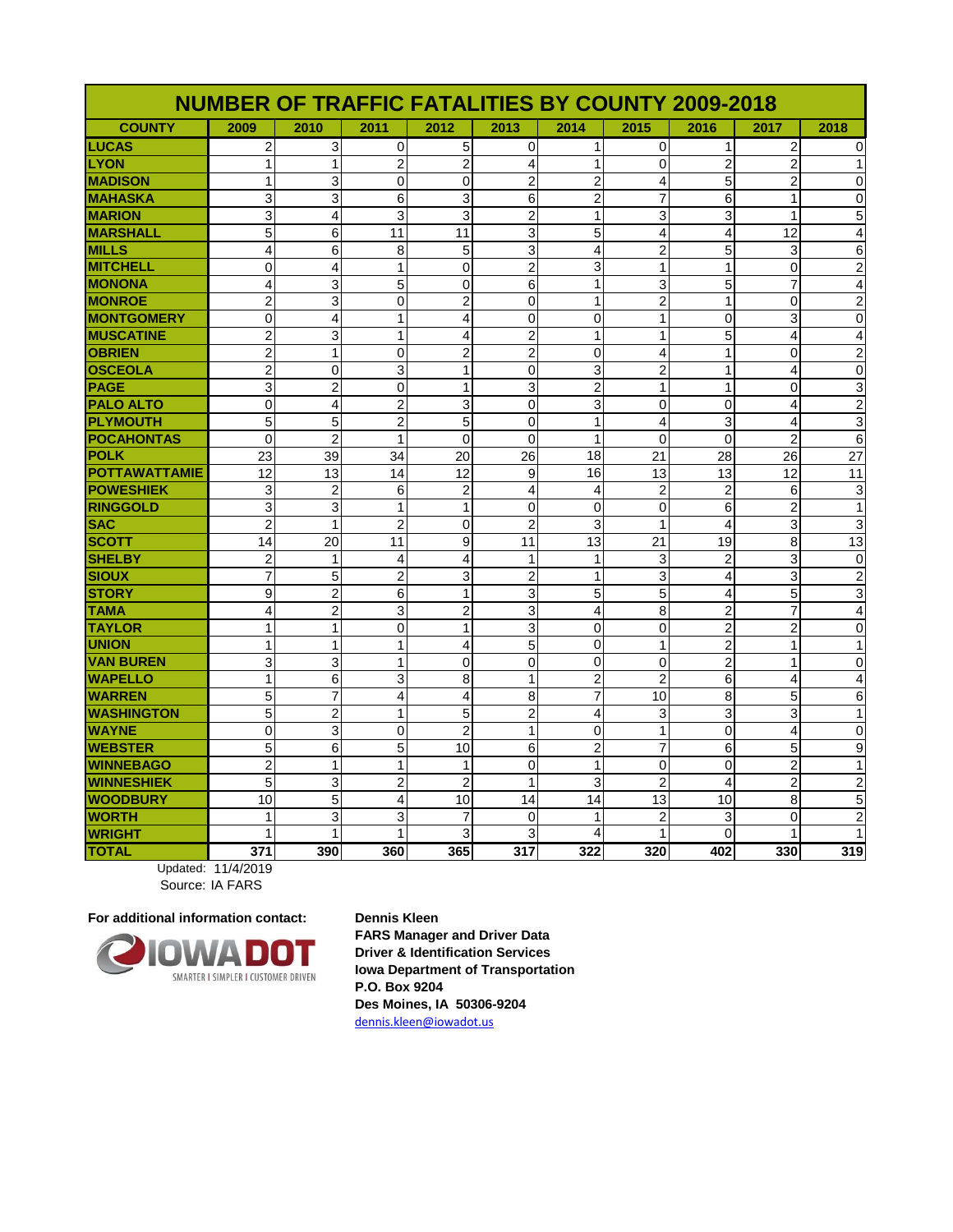# NUMBER OF TRAFFIC FATALITIES BY COUNTY 2009-2018

| COUNTY | 2009 | 2010 | 2011 | 2012 | 2013 | 2014 | 2015 | 2016 | 2017 | 2018 |
|---|---|---|---|---|---|---|---|---|---|---|
| LUCAS | 2 | 3 | 0 | 5 | 0 | 1 | 0 | 1 | 2 | 0 |
| LYON | 1 | 1 | 2 | 2 | 4 | 1 | 0 | 2 | 2 | 1 |
| MADISON | 1 | 3 | 0 | 0 | 2 | 2 | 4 | 5 | 2 | 0 |
| MAHASKA | 3 | 3 | 6 | 3 | 6 | 2 | 7 | 6 | 1 | 0 |
| MARION | 3 | 4 | 3 | 3 | 2 | 1 | 3 | 3 | 1 | 5 |
| MARSHALL | 5 | 6 | 11 | 11 | 3 | 5 | 4 | 4 | 12 | 4 |
| MILLS | 4 | 6 | 8 | 5 | 3 | 4 | 2 | 5 | 3 | 6 |
| MITCHELL | 0 | 4 | 1 | 0 | 2 | 3 | 1 | 1 | 0 | 2 |
| MONONA | 4 | 3 | 5 | 0 | 6 | 1 | 3 | 5 | 7 | 4 |
| MONROE | 2 | 3 | 0 | 2 | 0 | 1 | 2 | 1 | 0 | 2 |
| MONTGOMERY | 0 | 4 | 1 | 4 | 0 | 0 | 1 | 0 | 3 | 0 |
| MUSCATINE | 2 | 3 | 1 | 4 | 2 | 1 | 1 | 5 | 4 | 4 |
| OBRIEN | 2 | 1 | 0 | 2 | 2 | 0 | 4 | 1 | 0 | 2 |
| OSCEOLA | 2 | 0 | 3 | 1 | 0 | 3 | 2 | 1 | 4 | 0 |
| PAGE | 3 | 2 | 0 | 1 | 3 | 2 | 1 | 1 | 0 | 3 |
| PALO ALTO | 0 | 4 | 2 | 3 | 0 | 3 | 0 | 0 | 4 | 2 |
| PLYMOUTH | 5 | 5 | 2 | 5 | 0 | 1 | 4 | 3 | 4 | 3 |
| POCAHONTAS | 0 | 2 | 1 | 0 | 0 | 1 | 0 | 0 | 2 | 6 |
| POLK | 23 | 39 | 34 | 20 | 26 | 18 | 21 | 28 | 26 | 27 |
| POTTAWATTAMIE | 12 | 13 | 14 | 12 | 9 | 16 | 13 | 13 | 12 | 11 |
| POWESHIEK | 3 | 2 | 6 | 2 | 4 | 4 | 2 | 2 | 6 | 3 |
| RINGGOLD | 3 | 3 | 1 | 1 | 0 | 0 | 0 | 6 | 2 | 1 |
| SAC | 2 | 1 | 2 | 0 | 2 | 3 | 1 | 4 | 3 | 3 |
| SCOTT | 14 | 20 | 11 | 9 | 11 | 13 | 21 | 19 | 8 | 13 |
| SHELBY | 2 | 1 | 4 | 4 | 1 | 1 | 3 | 2 | 3 | 0 |
| SIOUX | 7 | 5 | 2 | 3 | 2 | 1 | 3 | 4 | 3 | 2 |
| STORY | 9 | 2 | 6 | 1 | 3 | 5 | 5 | 4 | 5 | 3 |
| TAMA | 4 | 2 | 3 | 2 | 3 | 4 | 8 | 2 | 7 | 4 |
| TAYLOR | 1 | 1 | 0 | 1 | 3 | 0 | 0 | 2 | 2 | 0 |
| UNION | 1 | 1 | 1 | 4 | 5 | 0 | 1 | 2 | 1 | 1 |
| VAN BUREN | 3 | 3 | 1 | 0 | 0 | 0 | 0 | 2 | 1 | 0 |
| WAPELLO | 1 | 6 | 3 | 8 | 1 | 2 | 2 | 6 | 4 | 4 |
| WARREN | 5 | 7 | 4 | 4 | 8 | 7 | 10 | 8 | 5 | 6 |
| WASHINGTON | 5 | 2 | 1 | 5 | 2 | 4 | 3 | 3 | 3 | 1 |
| WAYNE | 0 | 3 | 0 | 2 | 1 | 0 | 1 | 0 | 4 | 0 |
| WEBSTER | 5 | 6 | 5 | 10 | 6 | 2 | 7 | 6 | 5 | 9 |
| WINNEBAGO | 2 | 1 | 1 | 1 | 0 | 1 | 0 | 0 | 2 | 1 |
| WINNESHIEK | 5 | 3 | 2 | 2 | 1 | 3 | 2 | 4 | 2 | 2 |
| WOODBURY | 10 | 5 | 4 | 10 | 14 | 14 | 13 | 10 | 8 | 5 |
| WORTH | 1 | 3 | 3 | 7 | 0 | 1 | 2 | 3 | 0 | 2 |
| WRIGHT | 1 | 1 | 1 | 3 | 3 | 4 | 1 | 0 | 1 | 1 |
| **TOTAL** | **371** | **390** | **360** | **365** | **317** | **322** | **320** | **402** | **330** | **319** |

Updated: 11/4/2019

Source: IA FARS

**For additional information contact:**

IOWA DOT
SMARTER | SIMPLER | CUSTOMER DRIVEN

**Dennis Kleen**
**FARS Manager and Driver Data**
**Driver & Identification Services**
**Iowa Department of Transportation**
**P.O. Box 9204**
**Des Moines, IA 50306-9204**
dennis.kleen@iowadot.us